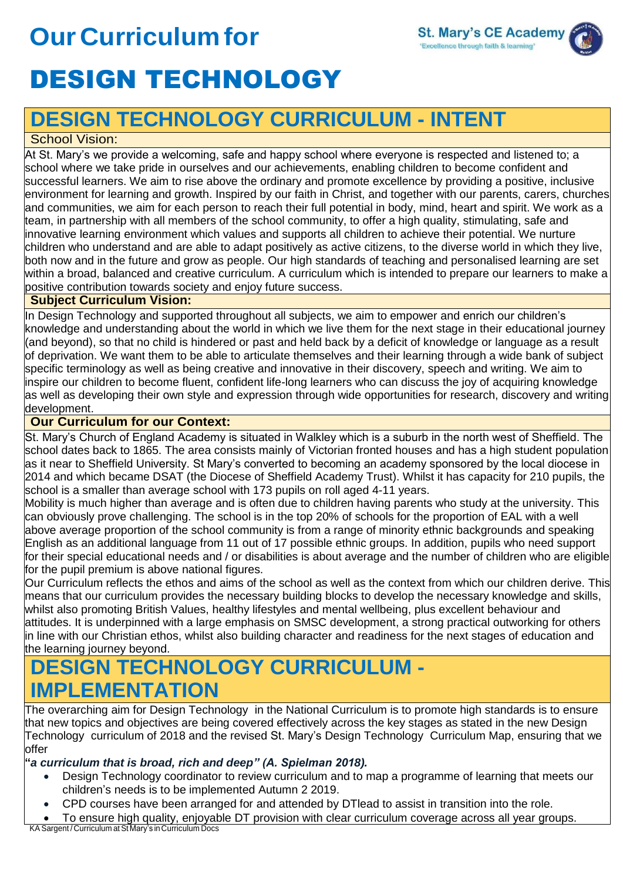# Our Curriculum for

# DESIGN TECHNOLOGY

St. Mary's CE Academy
'Excellence through faith & learning'

## DESIGN TECHNOLOGY CURRICULUM - INTENT

### School Vision:

At St. Mary's we provide a welcoming, safe and happy school where everyone is respected and listened to; a school where we take pride in ourselves and our achievements, enabling children to become confident and successful learners. We aim to rise above the ordinary and promote excellence by providing a positive, inclusive environment for learning and growth. Inspired by our faith in Christ, and together with our parents, carers, churches and communities, we aim for each person to reach their full potential in body, mind, heart and spirit. We work as a team, in partnership with all members of the school community, to offer a high quality, stimulating, safe and innovative learning environment which values and supports all children to achieve their potential. We nurture children who understand and are able to adapt positively as active citizens, to the diverse world in which they live, both now and in the future and grow as people. Our high standards of teaching and personalised learning are set within a broad, balanced and creative curriculum. A curriculum which is intended to prepare our learners to make a positive contribution towards society and enjoy future success.

### Subject Curriculum Vision:

In Design Technology and supported throughout all subjects, we aim to empower and enrich our children's knowledge and understanding about the world in which we live them for the next stage in their educational journey (and beyond), so that no child is hindered or past and held back by a deficit of knowledge or language as a result of deprivation. We want them to be able to articulate themselves and their learning through a wide bank of subject specific terminology as well as being creative and innovative in their discovery, speech and writing. We aim to inspire our children to become fluent, confident life-long learners who can discuss the joy of acquiring knowledge as well as developing their own style and expression through wide opportunities for research, discovery and writing development.

### Our Curriculum for our Context:

St. Mary's Church of England Academy is situated in Walkley which is a suburb in the north west of Sheffield. The school dates back to 1865. The area consists mainly of Victorian fronted houses and has a high student population as it near to Sheffield University. St Mary's converted to becoming an academy sponsored by the local diocese in 2014 and which became DSAT (the Diocese of Sheffield Academy Trust). Whilst it has capacity for 210 pupils, the school is a smaller than average school with 173 pupils on roll aged 4-11 years.

Mobility is much higher than average and is often due to children having parents who study at the university. This can obviously prove challenging. The school is in the top 20% of schools for the proportion of EAL with a well above average proportion of the school community is from a range of minority ethnic backgrounds and speaking English as an additional language from 11 out of 17 possible ethnic groups. In addition, pupils who need support for their special educational needs and / or disabilities is about average and the number of children who are eligible for the pupil premium is above national figures.

Our Curriculum reflects the ethos and aims of the school as well as the context from which our children derive. This means that our curriculum provides the necessary building blocks to develop the necessary knowledge and skills, whilst also promoting British Values, healthy lifestyles and mental wellbeing, plus excellent behaviour and attitudes. It is underpinned with a large emphasis on SMSC development, a strong practical outworking for others in line with our Christian ethos, whilst also building character and readiness for the next stages of education and the learning journey beyond.

## DESIGN TECHNOLOGY CURRICULUM - IMPLEMENTATION

The overarching aim for Design Technology in the National Curriculum is to promote high standards is to ensure that new topics and objectives are being covered effectively across the key stages as stated in the new Design Technology curriculum of 2018 and the revised St. Mary's Design Technology Curriculum Map, ensuring that we offer

**"*a curriculum that is broad, rich and deep" (A. Spielman 2018).***

- Design Technology coordinator to review curriculum and to map a programme of learning that meets our children's needs is to be implemented Autumn 2 2019.
- CPD courses have been arranged for and attended by DTlead to assist in transition into the role.
- To ensure high quality, enjoyable DT provision with clear curriculum coverage across all year groups.

KA Sargent / Curriculum at St Mary's in Curriculum Docs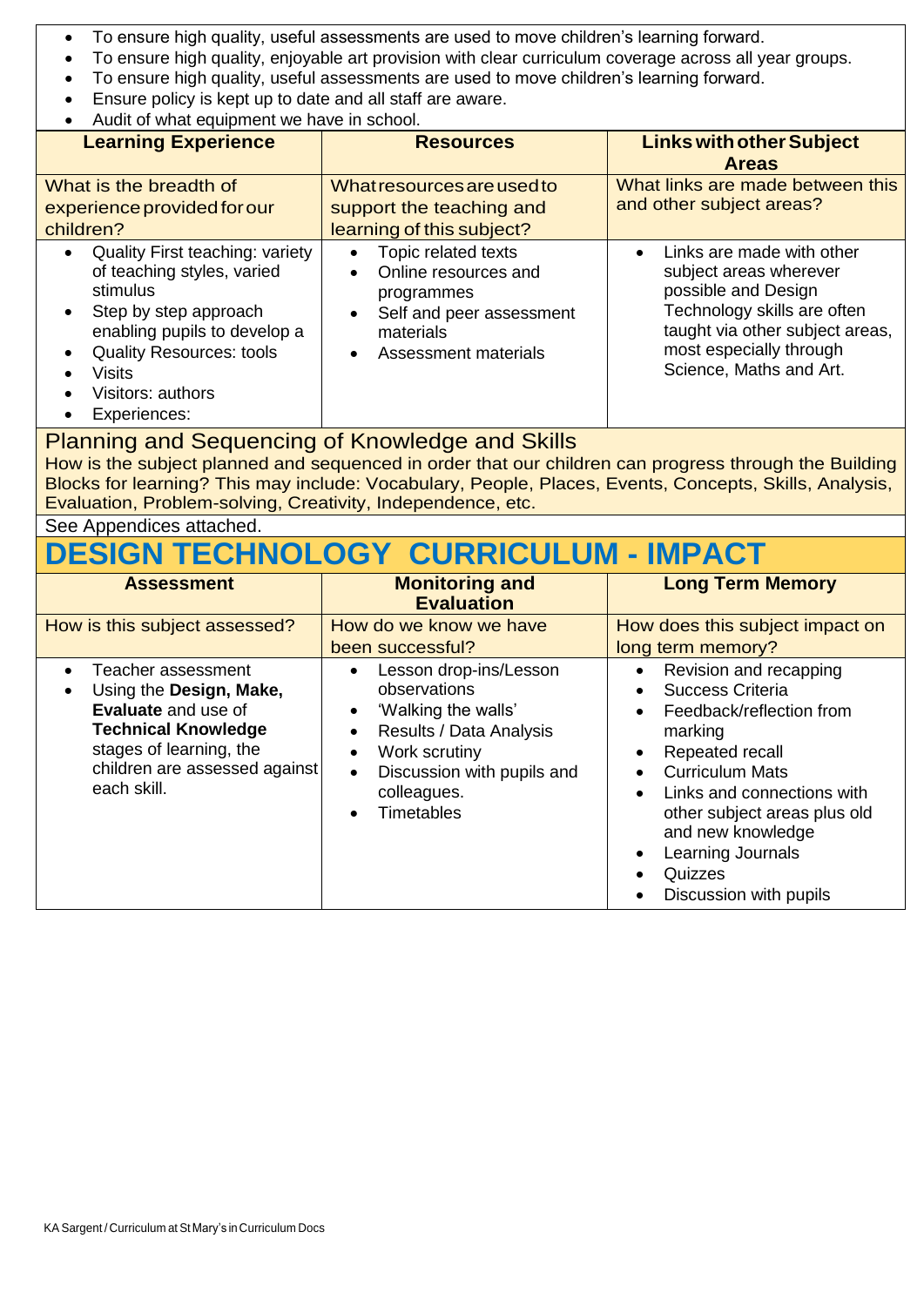- To ensure high quality, useful assessments are used to move children's learning forward.
- To ensure high quality, enjoyable art provision with clear curriculum coverage across all year groups.
- To ensure high quality, useful assessments are used to move children's learning forward.
- Ensure policy is kept up to date and all staff are aware.
- Audit of what equipment we have in school.

| Learning Experience | Resources | Links with other Subject Areas |
|---|---|---|
| What is the breadth of experience provided for our children? | What resources are used to support the teaching and learning of this subject? | What links are made between this and other subject areas? |
| • Quality First teaching: variety of teaching styles, varied stimulus<br>• Step by step approach enabling pupils to develop a<br>• Quality Resources: tools<br>• Visits<br>• Visitors: authors<br>• Experiences: | • Topic related texts<br>• Online resources and programmes<br>• Self and peer assessment materials<br>• Assessment materials | • Links are made with other subject areas wherever possible and Design Technology skills are often taught via other subject areas, most especially through Science, Maths and Art. |

## Planning and Sequencing of Knowledge and Skills

How is the subject planned and sequenced in order that our children can progress through the Building Blocks for learning? This may include: Vocabulary, People, Places, Events, Concepts, Skills, Analysis, Evaluation, Problem-solving, Creativity, Independence, etc.

See Appendices attached.

# DESIGN TECHNOLOGY CURRICULUM - IMPACT

| Assessment | Monitoring and Evaluation | Long Term Memory |
|---|---|---|
| How is this subject assessed? | How do we know we have been successful? | How does this subject impact on long term memory? |
| • Teacher assessment<br>• Using the **Design, Make, Evaluate** and use of **Technical Knowledge** stages of learning, the children are assessed against each skill. | • Lesson drop-ins/Lesson observations<br>• 'Walking the walls'<br>• Results / Data Analysis<br>• Work scrutiny<br>• Discussion with pupils and colleagues.<br>• Timetables | • Revision and recapping<br>• Success Criteria<br>• Feedback/reflection from marking<br>• Repeated recall<br>• Curriculum Mats<br>• Links and connections with other subject areas plus old and new knowledge<br>• Learning Journals<br>• Quizzes<br>• Discussion with pupils |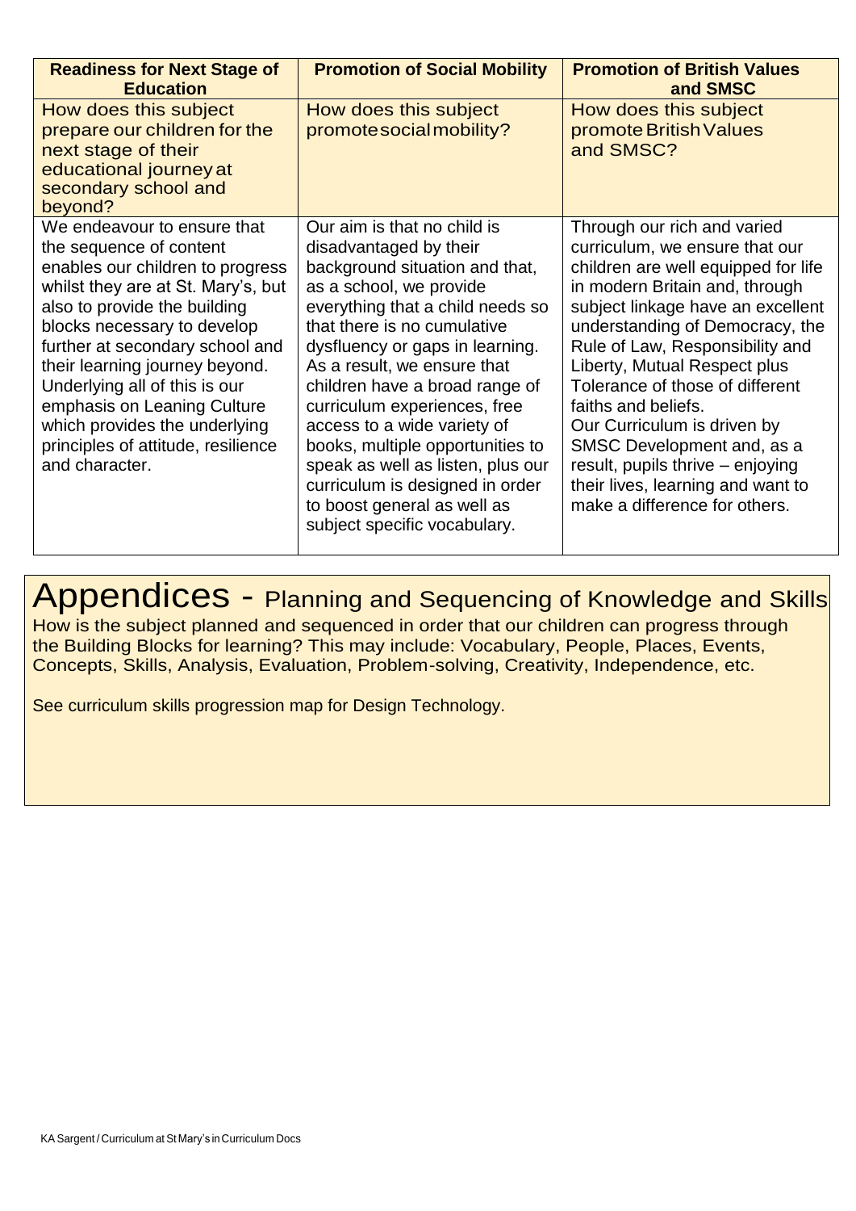| Readiness for Next Stage of Education | Promotion of Social Mobility | Promotion of British Values and SMSC |
|---|---|---|
| How does this subject prepare our children for the next stage of their educational journey at secondary school and beyond? | How does this subject promote social mobility? | How does this subject promote British Values and SMSC? |
| We endeavour to ensure that the sequence of content enables our children to progress whilst they are at St. Mary's, but also to provide the building blocks necessary to develop further at secondary school and their learning journey beyond. Underlying all of this is our emphasis on Leaning Culture which provides the underlying principles of attitude, resilience and character. | Our aim is that no child is disadvantaged by their background situation and that, as a school, we provide everything that a child needs so that there is no cumulative dysfluency or gaps in learning. As a result, we ensure that children have a broad range of curriculum experiences, free access to a wide variety of books, multiple opportunities to speak as well as listen, plus our curriculum is designed in order to boost general as well as subject specific vocabulary. | Through our rich and varied curriculum, we ensure that our children are well equipped for life in modern Britain and, through subject linkage have an excellent understanding of Democracy, the Rule of Law, Responsibility and Liberty, Mutual Respect plus Tolerance of those of different faiths and beliefs.<br>Our Curriculum is driven by SMSC Development and, as a result, pupils thrive – enjoying their lives, learning and want to make a difference for others. |

# Appendices - Planning and Sequencing of Knowledge and Skills

How is the subject planned and sequenced in order that our children can progress through the Building Blocks for learning? This may include: Vocabulary, People, Places, Events, Concepts, Skills, Analysis, Evaluation, Problem-solving, Creativity, Independence, etc.

See curriculum skills progression map for Design Technology.